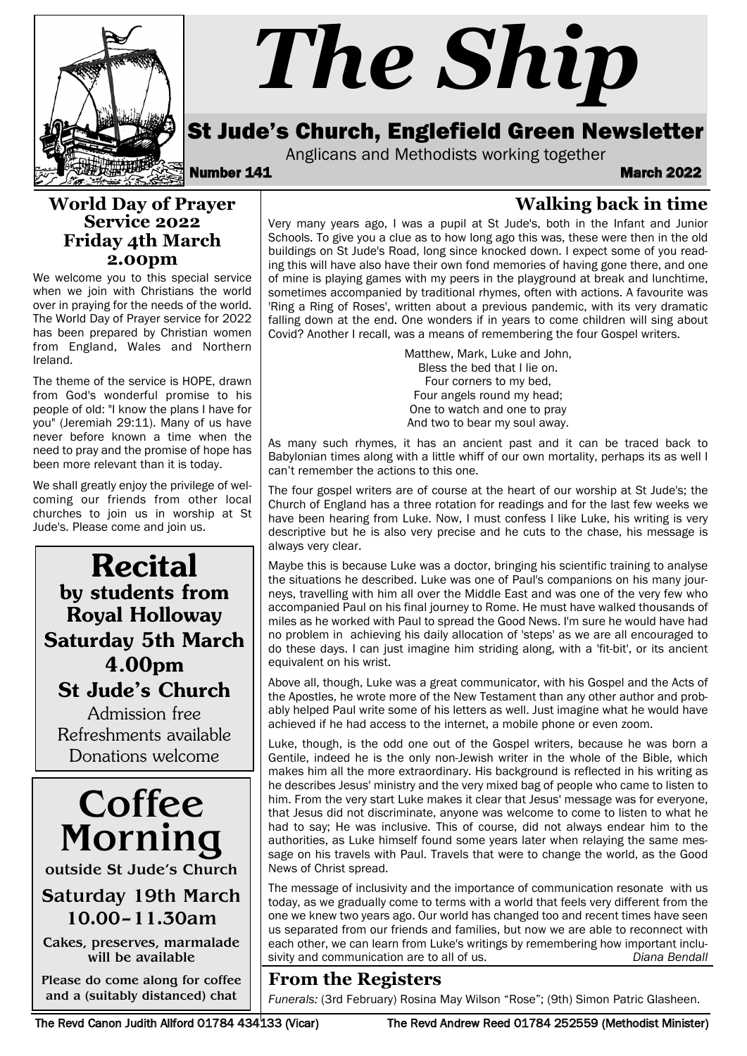# The Ship

## St Jude's Church, Englefield Green Newsletter

Anglicans and Methodists working together

Number 141 March 2022

### World Day of Prayer Service 2022 Friday 4th March 2.00pm

We welcome you to this special service when we join with Christians the world over in praying for the needs of the world. The World Day of Prayer service for 2022 has been prepared by Christian women from England, Wales and Northern Ireland.

The theme of the service is HOPE, drawn from God's wonderful promise to his people of old: "I know the plans I have for you" (Jeremiah 29:11). Many of us have never before known a time when the need to pray and the promise of hope has been more relevant than it is today.

We shall greatly enjoy the privilege of welcoming our friends from other local churches to join us in worship at St Jude's. Please come and join us.

### Recital

**by students from Royal Holloway**

**Saturday 5th March 4.00pm**

**St Jude's Church**

Admission free

Refreshments available

Donations welcome

### Coffee Morning

**outside St Jude's Church**

**Saturday 19th March 10.00–11.30am**

**Cakes, preserves, marmalade will be available**

**Please do come along for coffee and a (suitably distanced) chat**

### Walking back in time

Very many years ago, I was a pupil at St Jude's, both in the Infant and Junior Schools. To give you a clue as to how long ago this was, these were then in the old buildings on St Jude's Road, long since knocked down. I expect some of you reading this will have also have their own fond memories of having gone there, and one of mine is playing games with my peers in the playground at break and lunchtime, sometimes accompanied by traditional rhymes, often with actions. A favourite was 'Ring a Ring of Roses', written about a previous pandemic, with its very dramatic falling down at the end. One wonders if in years to come children will sing about Covid? Another I recall, was a means of remembering the four Gospel writers.

Matthew, Mark, Luke and John,
Bless the bed that I lie on.
Four corners to my bed,
Four angels round my head;
One to watch and one to pray
And two to bear my soul away.

As many such rhymes, it has an ancient past and it can be traced back to Babylonian times along with a little whiff of our own mortality, perhaps its as well I can't remember the actions to this one.

The four gospel writers are of course at the heart of our worship at St Jude's; the Church of England has a three rotation for readings and for the last few weeks we have been hearing from Luke. Now, I must confess I like Luke, his writing is very descriptive but he is also very precise and he cuts to the chase, his message is always very clear.

Maybe this is because Luke was a doctor, bringing his scientific training to analyse the situations he described. Luke was one of Paul's companions on his many journeys, travelling with him all over the Middle East and was one of the very few who accompanied Paul on his final journey to Rome. He must have walked thousands of miles as he worked with Paul to spread the Good News. I'm sure he would have had no problem in achieving his daily allocation of 'steps' as we are all encouraged to do these days. I can just imagine him striding along, with a 'fit-bit', or its ancient equivalent on his wrist.

Above all, though, Luke was a great communicator, with his Gospel and the Acts of the Apostles, he wrote more of the New Testament than any other author and probably helped Paul write some of his letters as well. Just imagine what he would have achieved if he had access to the internet, a mobile phone or even zoom.

Luke, though, is the odd one out of the Gospel writers, because he was born a Gentile, indeed he is the only non-Jewish writer in the whole of the Bible, which makes him all the more extraordinary. His background is reflected in his writing as he describes Jesus' ministry and the very mixed bag of people who came to listen to him. From the very start Luke makes it clear that Jesus' message was for everyone, that Jesus did not discriminate, anyone was welcome to come to listen to what he had to say; He was inclusive. This of course, did not always endear him to the authorities, as Luke himself found some years later when relaying the same message on his travels with Paul. Travels that were to change the world, as the Good News of Christ spread.

The message of inclusivity and the importance of communication resonate with us today, as we gradually come to terms with a world that feels very different from the one we knew two years ago. Our world has changed too and recent times have seen us separated from our friends and families, but now we are able to reconnect with each other, we can learn from Luke's writings by remembering how important inclusivity and communication are to all of us. *Diana Bendall*

### From the Registers

*Funerals:* (3rd February) Rosina May Wilson "Rose"; (9th) Simon Patric Glasheen.

The Revd Canon Judith Allford 01784 434133 (Vicar) The Revd Andrew Reed 01784 252559 (Methodist Minister)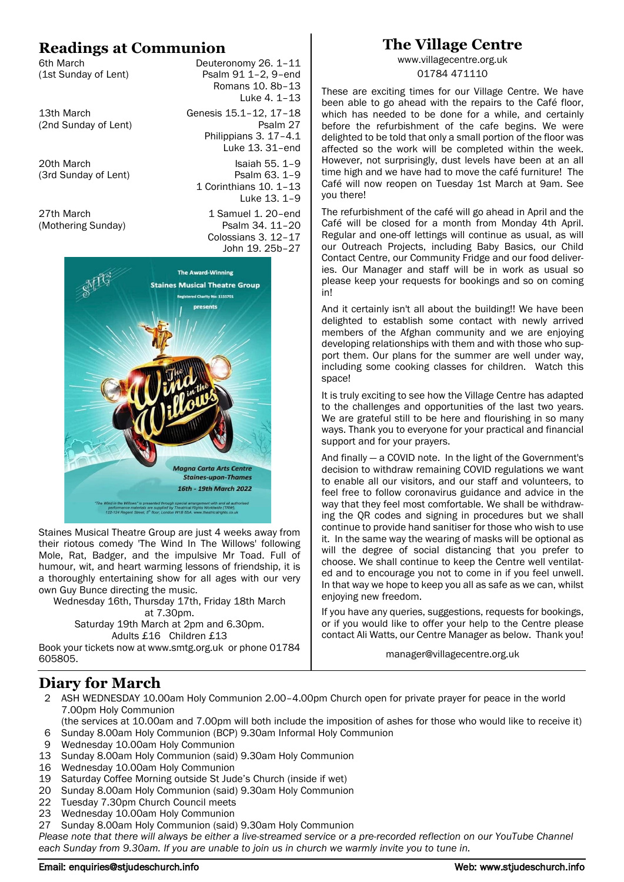## Readings at Communion

| | |
|---|---|
| 6th March (1st Sunday of Lent) | Deuteronomy 26. 1–11<br>Psalm 91 1–2, 9–end<br>Romans 10. 8b–13<br>Luke 4. 1–13 |
| 13th March (2nd Sunday of Lent) | Genesis 15.1–12, 17–18<br>Psalm 27<br>Philippians 3. 17–4.1<br>Luke 13. 31–end |
| 20th March (3rd Sunday of Lent) | Isaiah 55. 1–9<br>Psalm 63. 1–9<br>1 Corinthians 10. 1–13<br>Luke 13. 1–9 |
| 27th March (Mothering Sunday) | 1 Samuel 1. 20–end<br>Psalm 34. 11–20<br>Colossians 3. 12–17<br>John 19. 25b–27 |

Staines Musical Theatre Group are just 4 weeks away from their riotous comedy 'The Wind In The Willows' following Mole, Rat, Badger, and the impulsive Mr Toad. Full of humour, wit, and heart warming lessons of friendship, it is a thoroughly entertaining show for all ages with our very own Guy Bunce directing the music.

Wednesday 16th, Thursday 17th, Friday 18th March at 7.30pm.
Saturday 19th March at 2pm and 6.30pm.
Adults £16 Children £13

Book your tickets now at www.smtg.org.uk or phone 01784 605805.

## The Village Centre

www.villagecentre.org.uk
01784 471110

These are exciting times for our Village Centre. We have been able to go ahead with the repairs to the Café floor, which has needed to be done for a while, and certainly before the refurbishment of the cafe begins. We were delighted to be told that only a small portion of the floor was affected so the work will be completed within the week. However, not surprisingly, dust levels have been at an all time high and we have had to move the café furniture! The Café will now reopen on Tuesday 1st March at 9am. See you there!

The refurbishment of the café will go ahead in April and the Café will be closed for a month from Monday 4th April. Regular and one-off lettings will continue as usual, as will our Outreach Projects, including Baby Basics, our Child Contact Centre, our Community Fridge and our food deliveries. Our Manager and staff will be in work as usual so please keep your requests for bookings and so on coming in!

And it certainly isn't all about the building!! We have been delighted to establish some contact with newly arrived members of the Afghan community and we are enjoying developing relationships with them and with those who support them. Our plans for the summer are well under way, including some cooking classes for children. Watch this space!

It is truly exciting to see how the Village Centre has adapted to the challenges and opportunities of the last two years. We are grateful still to be here and flourishing in so many ways. Thank you to everyone for your practical and financial support and for your prayers.

And finally — a COVID note. In the light of the Government's decision to withdraw remaining COVID regulations we want to enable all our visitors, and our staff and volunteers, to feel free to follow coronavirus guidance and advice in the way that they feel most comfortable. We shall be withdrawing the QR codes and signing in procedures but we shall continue to provide hand sanitiser for those who wish to use it. In the same way the wearing of masks will be optional as will the degree of social distancing that you prefer to choose. We shall continue to keep the Centre well ventilated and to encourage you not to come in if you feel unwell. In that way we hope to keep you all as safe as we can, whilst enjoying new freedom.

If you have any queries, suggestions, requests for bookings, or if you would like to offer your help to the Centre please contact Ali Watts, our Centre Manager as below. Thank you!

manager@villagecentre.org.uk

## Diary for March

- 2 ASH WEDNESDAY 10.00am Holy Communion 2.00–4.00pm Church open for private prayer for peace in the world 7.00pm Holy Communion
  (the services at 10.00am and 7.00pm will both include the imposition of ashes for those who would like to receive it)
- 6 Sunday 8.00am Holy Communion (BCP) 9.30am Informal Holy Communion
- 9 Wednesday 10.00am Holy Communion
- 13 Sunday 8.00am Holy Communion (said) 9.30am Holy Communion
- 16 Wednesday 10.00am Holy Communion
- 19 Saturday Coffee Morning outside St Jude's Church (inside if wet)
- 20 Sunday 8.00am Holy Communion (said) 9.30am Holy Communion
- 22 Tuesday 7.30pm Church Council meets
- 23 Wednesday 10.00am Holy Communion
- 27 Sunday 8.00am Holy Communion (said) 9.30am Holy Communion

*Please note that there will always be either a live-streamed service or a pre-recorded reflection on our YouTube Channel each Sunday from 9.30am. If you are unable to join us in church we warmly invite you to tune in.*

Email: enquiries@stjudeschurch.info Web: www.stjudeschurch.info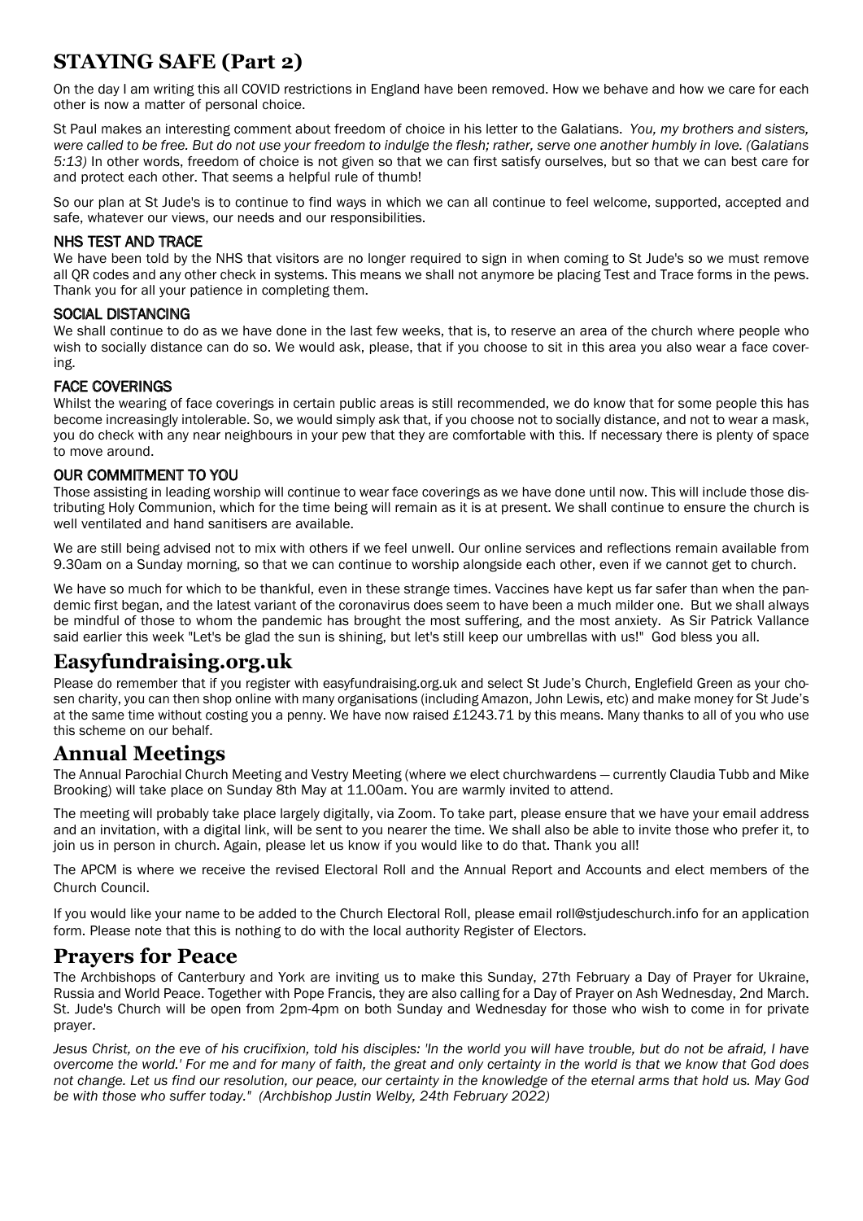# STAYING SAFE (Part 2)

On the day I am writing this all COVID restrictions in England have been removed. How we behave and how we care for each other is now a matter of personal choice.

St Paul makes an interesting comment about freedom of choice in his letter to the Galatians. *You, my brothers and sisters, were called to be free. But do not use your freedom to indulge the flesh; rather, serve one another humbly in love. (Galatians 5:13)* In other words, freedom of choice is not given so that we can first satisfy ourselves, but so that we can best care for and protect each other. That seems a helpful rule of thumb!

So our plan at St Jude's is to continue to find ways in which we can all continue to feel welcome, supported, accepted and safe, whatever our views, our needs and our responsibilities.

### NHS TEST AND TRACE

We have been told by the NHS that visitors are no longer required to sign in when coming to St Jude's so we must remove all QR codes and any other check in systems. This means we shall not anymore be placing Test and Trace forms in the pews. Thank you for all your patience in completing them.

### SOCIAL DISTANCING

We shall continue to do as we have done in the last few weeks, that is, to reserve an area of the church where people who wish to socially distance can do so. We would ask, please, that if you choose to sit in this area you also wear a face covering.

### FACE COVERINGS

Whilst the wearing of face coverings in certain public areas is still recommended, we do know that for some people this has become increasingly intolerable. So, we would simply ask that, if you choose not to socially distance, and not to wear a mask, you do check with any near neighbours in your pew that they are comfortable with this. If necessary there is plenty of space to move around.

### OUR COMMITMENT TO YOU

Those assisting in leading worship will continue to wear face coverings as we have done until now. This will include those distributing Holy Communion, which for the time being will remain as it is at present. We shall continue to ensure the church is well ventilated and hand sanitisers are available.

We are still being advised not to mix with others if we feel unwell. Our online services and reflections remain available from 9.30am on a Sunday morning, so that we can continue to worship alongside each other, even if we cannot get to church.

We have so much for which to be thankful, even in these strange times. Vaccines have kept us far safer than when the pandemic first began, and the latest variant of the coronavirus does seem to have been a much milder one. But we shall always be mindful of those to whom the pandemic has brought the most suffering, and the most anxiety. As Sir Patrick Vallance said earlier this week "Let's be glad the sun is shining, but let's still keep our umbrellas with us!" God bless you all.

# Easyfundraising.org.uk

Please do remember that if you register with easyfundraising.org.uk and select St Jude's Church, Englefield Green as your chosen charity, you can then shop online with many organisations (including Amazon, John Lewis, etc) and make money for St Jude's at the same time without costing you a penny. We have now raised £1243.71 by this means. Many thanks to all of you who use this scheme on our behalf.

# Annual Meetings

The Annual Parochial Church Meeting and Vestry Meeting (where we elect churchwardens — currently Claudia Tubb and Mike Brooking) will take place on Sunday 8th May at 11.00am. You are warmly invited to attend.

The meeting will probably take place largely digitally, via Zoom. To take part, please ensure that we have your email address and an invitation, with a digital link, will be sent to you nearer the time. We shall also be able to invite those who prefer it, to join us in person in church. Again, please let us know if you would like to do that. Thank you all!

The APCM is where we receive the revised Electoral Roll and the Annual Report and Accounts and elect members of the Church Council.

If you would like your name to be added to the Church Electoral Roll, please email roll@stjudeschurch.info for an application form. Please note that this is nothing to do with the local authority Register of Electors.

# Prayers for Peace

The Archbishops of Canterbury and York are inviting us to make this Sunday, 27th February a Day of Prayer for Ukraine, Russia and World Peace. Together with Pope Francis, they are also calling for a Day of Prayer on Ash Wednesday, 2nd March. St. Jude's Church will be open from 2pm-4pm on both Sunday and Wednesday for those who wish to come in for private prayer.

*Jesus Christ, on the eve of his crucifixion, told his disciples: 'In the world you will have trouble, but do not be afraid, I have overcome the world.' For me and for many of faith, the great and only certainty in the world is that we know that God does not change. Let us find our resolution, our peace, our certainty in the knowledge of the eternal arms that hold us. May God be with those who suffer today." (Archbishop Justin Welby, 24th February 2022)*